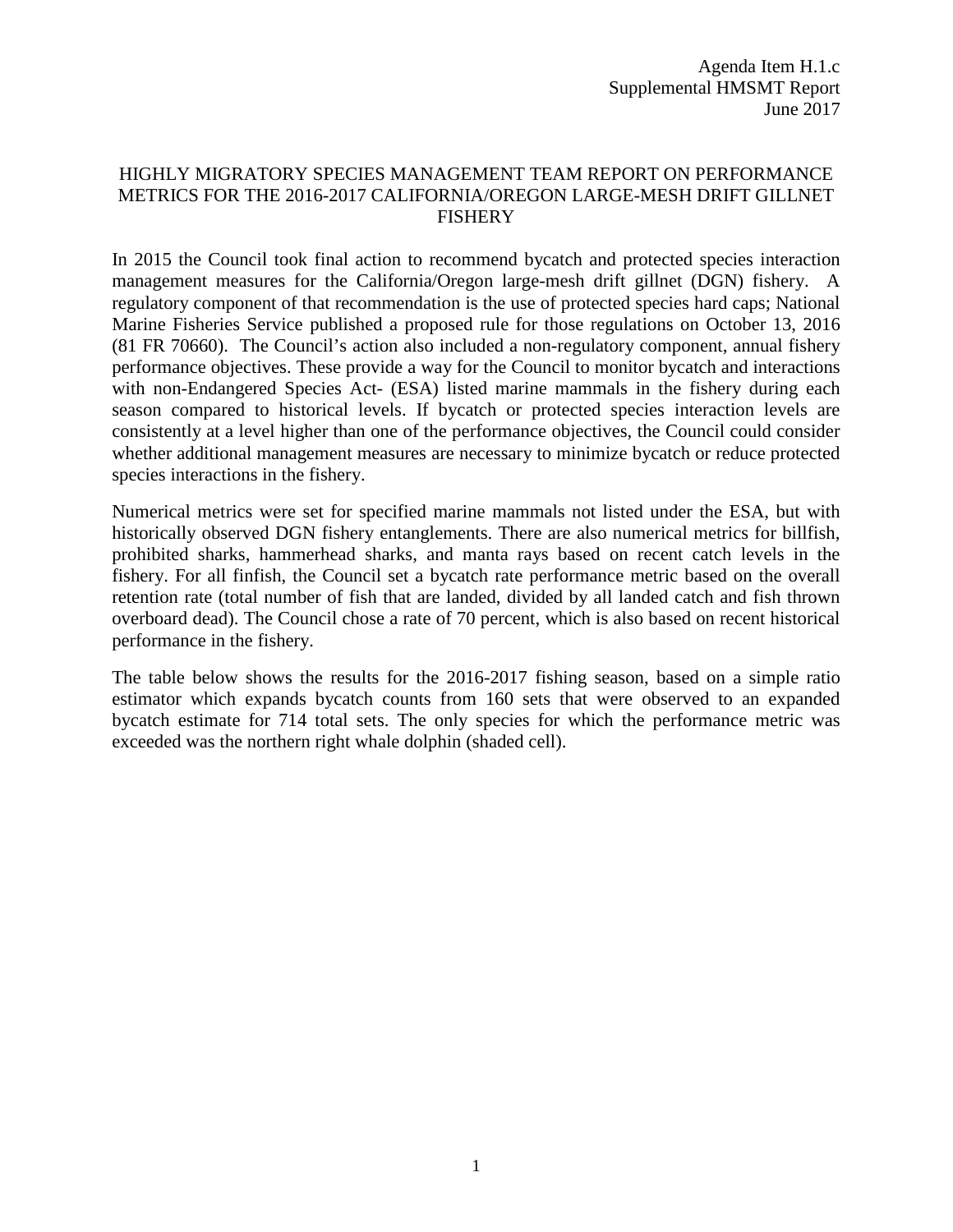Agenda Item H.1.c
Supplemental HMSMT Report
June 2017

# HIGHLY MIGRATORY SPECIES MANAGEMENT TEAM REPORT ON PERFORMANCE METRICS FOR THE 2016-2017 CALIFORNIA/OREGON LARGE-MESH DRIFT GILLNET FISHERY

In 2015 the Council took final action to recommend bycatch and protected species interaction management measures for the California/Oregon large-mesh drift gillnet (DGN) fishery. A regulatory component of that recommendation is the use of protected species hard caps; National Marine Fisheries Service published a proposed rule for those regulations on October 13, 2016 (81 FR 70660). The Council's action also included a non-regulatory component, annual fishery performance objectives. These provide a way for the Council to monitor bycatch and interactions with non-Endangered Species Act- (ESA) listed marine mammals in the fishery during each season compared to historical levels. If bycatch or protected species interaction levels are consistently at a level higher than one of the performance objectives, the Council could consider whether additional management measures are necessary to minimize bycatch or reduce protected species interactions in the fishery.

Numerical metrics were set for specified marine mammals not listed under the ESA, but with historically observed DGN fishery entanglements. There are also numerical metrics for billfish, prohibited sharks, hammerhead sharks, and manta rays based on recent catch levels in the fishery. For all finfish, the Council set a bycatch rate performance metric based on the overall retention rate (total number of fish that are landed, divided by all landed catch and fish thrown overboard dead). The Council chose a rate of 70 percent, which is also based on recent historical performance in the fishery.

The table below shows the results for the 2016-2017 fishing season, based on a simple ratio estimator which expands bycatch counts from 160 sets that were observed to an expanded bycatch estimate for 714 total sets. The only species for which the performance metric was exceeded was the northern right whale dolphin (shaded cell).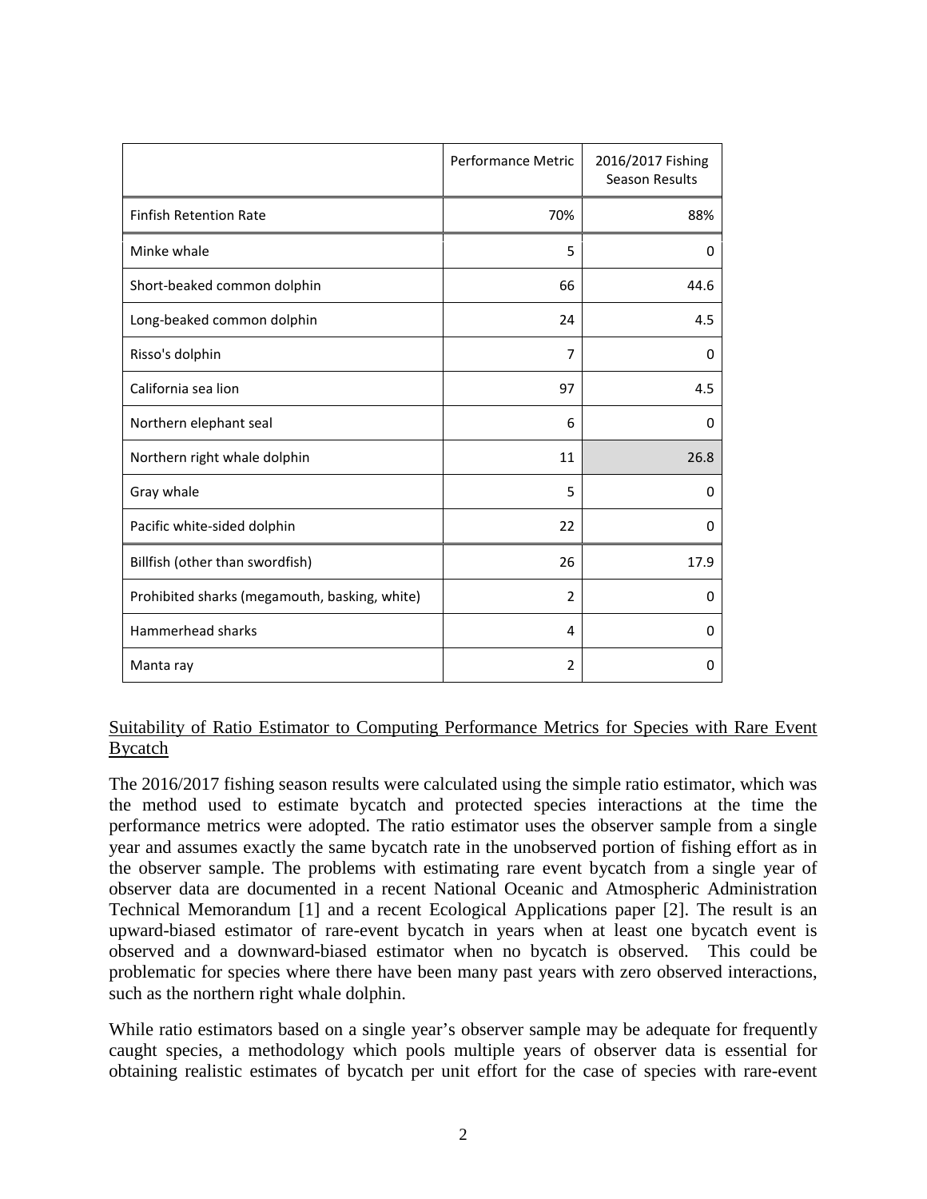|  | Performance Metric | 2016/2017 Fishing Season Results |
|---|---|---|
| Finfish Retention Rate | 70% | 88% |
| Minke whale | 5 | 0 |
| Short-beaked common dolphin | 66 | 44.6 |
| Long-beaked common dolphin | 24 | 4.5 |
| Risso's dolphin | 7 | 0 |
| California sea lion | 97 | 4.5 |
| Northern elephant seal | 6 | 0 |
| Northern right whale dolphin | 11 | 26.8 |
| Gray whale | 5 | 0 |
| Pacific white-sided dolphin | 22 | 0 |
| Billfish (other than swordfish) | 26 | 17.9 |
| Prohibited sharks (megamouth, basking, white) | 2 | 0 |
| Hammerhead sharks | 4 | 0 |
| Manta ray | 2 | 0 |

<u>Suitability of Ratio Estimator to Computing Performance Metrics for Species with Rare Event Bycatch</u>

The 2016/2017 fishing season results were calculated using the simple ratio estimator, which was the method used to estimate bycatch and protected species interactions at the time the performance metrics were adopted. The ratio estimator uses the observer sample from a single year and assumes exactly the same bycatch rate in the unobserved portion of fishing effort as in the observer sample. The problems with estimating rare event bycatch from a single year of observer data are documented in a recent National Oceanic and Atmospheric Administration Technical Memorandum [1] and a recent Ecological Applications paper [2]. The result is an upward-biased estimator of rare-event bycatch in years when at least one bycatch event is observed and a downward-biased estimator when no bycatch is observed. This could be problematic for species where there have been many past years with zero observed interactions, such as the northern right whale dolphin.

While ratio estimators based on a single year's observer sample may be adequate for frequently caught species, a methodology which pools multiple years of observer data is essential for obtaining realistic estimates of bycatch per unit effort for the case of species with rare-event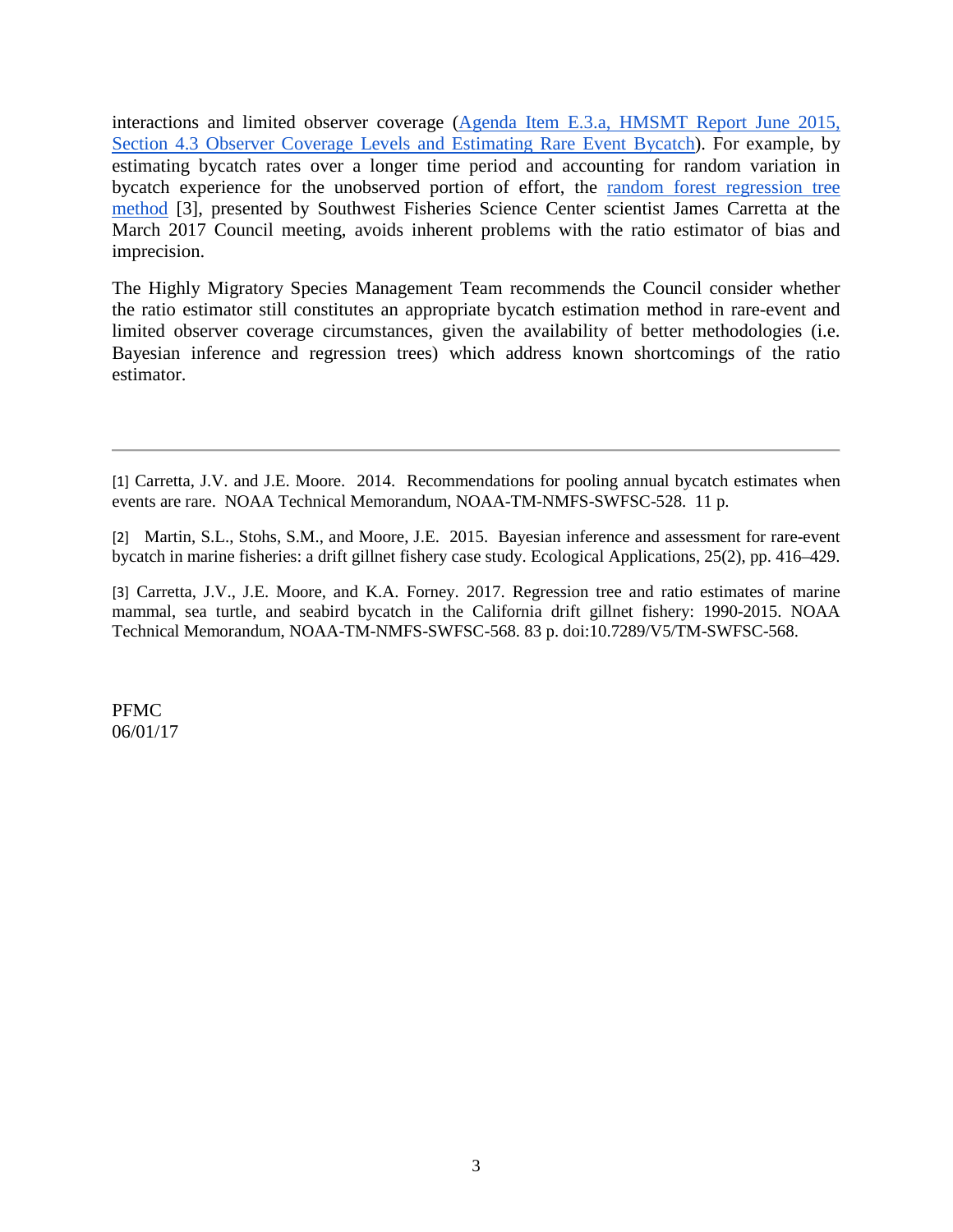interactions and limited observer coverage (Agenda Item E.3.a, HMSMT Report June 2015, Section 4.3 Observer Coverage Levels and Estimating Rare Event Bycatch). For example, by estimating bycatch rates over a longer time period and accounting for random variation in bycatch experience for the unobserved portion of effort, the random forest regression tree method [3], presented by Southwest Fisheries Science Center scientist James Carretta at the March 2017 Council meeting, avoids inherent problems with the ratio estimator of bias and imprecision.

The Highly Migratory Species Management Team recommends the Council consider whether the ratio estimator still constitutes an appropriate bycatch estimation method in rare-event and limited observer coverage circumstances, given the availability of better methodologies (i.e. Bayesian inference and regression trees) which address known shortcomings of the ratio estimator.

---

[1] Carretta, J.V. and J.E. Moore. 2014. Recommendations for pooling annual bycatch estimates when events are rare. NOAA Technical Memorandum, NOAA-TM-NMFS-SWFSC-528. 11 p.

[2] Martin, S.L., Stohs, S.M., and Moore, J.E. 2015. Bayesian inference and assessment for rare-event bycatch in marine fisheries: a drift gillnet fishery case study. Ecological Applications, 25(2), pp. 416–429.

[3] Carretta, J.V., J.E. Moore, and K.A. Forney. 2017. Regression tree and ratio estimates of marine mammal, sea turtle, and seabird bycatch in the California drift gillnet fishery: 1990-2015. NOAA Technical Memorandum, NOAA-TM-NMFS-SWFSC-568. 83 p. doi:10.7289/V5/TM-SWFSC-568.

PFMC
06/01/17